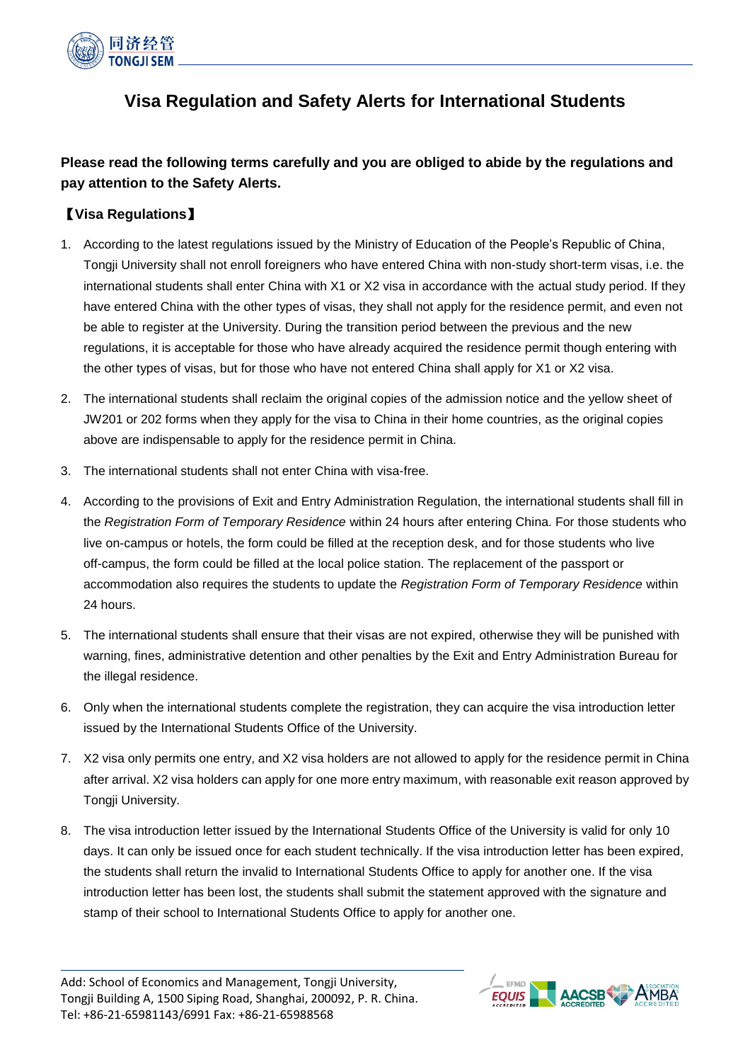# Visa Regulation and Safety Alerts for International Students

**Please read the following terms carefully and you are obliged to abide by the regulations and pay attention to the Safety Alerts.**

## 【Visa Regulations】

1. According to the latest regulations issued by the Ministry of Education of the People's Republic of China, Tongji University shall not enroll foreigners who have entered China with non-study short-term visas, i.e. the international students shall enter China with X1 or X2 visa in accordance with the actual study period. If they have entered China with the other types of visas, they shall not apply for the residence permit, and even not be able to register at the University. During the transition period between the previous and the new regulations, it is acceptable for those who have already acquired the residence permit though entering with the other types of visas, but for those who have not entered China shall apply for X1 or X2 visa.
2. The international students shall reclaim the original copies of the admission notice and the yellow sheet of JW201 or 202 forms when they apply for the visa to China in their home countries, as the original copies above are indispensable to apply for the residence permit in China.
3. The international students shall not enter China with visa-free.
4. According to the provisions of Exit and Entry Administration Regulation, the international students shall fill in the *Registration Form of Temporary Residence* within 24 hours after entering China. For those students who live on-campus or hotels, the form could be filled at the reception desk, and for those students who live off-campus, the form could be filled at the local police station. The replacement of the passport or accommodation also requires the students to update the *Registration Form of Temporary Residence* within 24 hours.
5. The international students shall ensure that their visas are not expired, otherwise they will be punished with warning, fines, administrative detention and other penalties by the Exit and Entry Administration Bureau for the illegal residence.
6. Only when the international students complete the registration, they can acquire the visa introduction letter issued by the International Students Office of the University.
7. X2 visa only permits one entry, and X2 visa holders are not allowed to apply for the residence permit in China after arrival. X2 visa holders can apply for one more entry maximum, with reasonable exit reason approved by Tongji University.
8. The visa introduction letter issued by the International Students Office of the University is valid for only 10 days. It can only be issued once for each student technically. If the visa introduction letter has been expired, the students shall return the invalid to International Students Office to apply for another one. If the visa introduction letter has been lost, the students shall submit the statement approved with the signature and stamp of their school to International Students Office to apply for another one.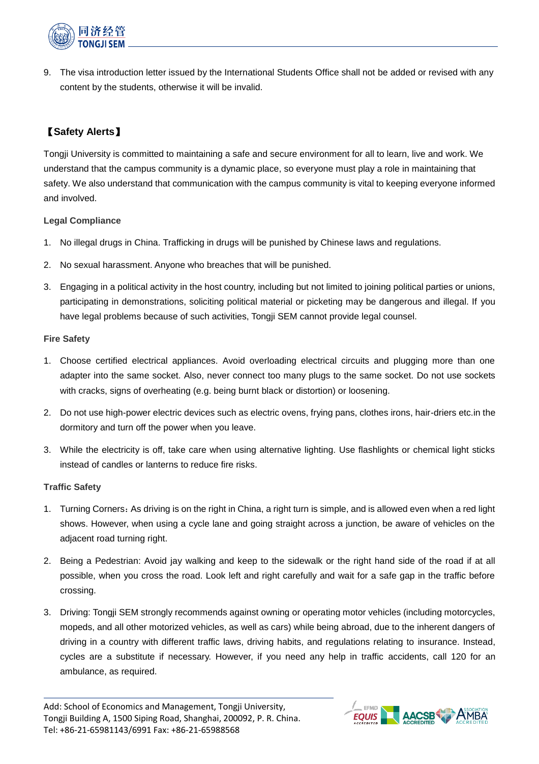9. The visa introduction letter issued by the International Students Office shall not be added or revised with any content by the students, otherwise it will be invalid.

## 【Safety Alerts】

Tongji University is committed to maintaining a safe and secure environment for all to learn, live and work. We understand that the campus community is a dynamic place, so everyone must play a role in maintaining that safety. We also understand that communication with the campus community is vital to keeping everyone informed and involved.

### Legal Compliance

1. No illegal drugs in China. Trafficking in drugs will be punished by Chinese laws and regulations.
2. No sexual harassment. Anyone who breaches that will be punished.
3. Engaging in a political activity in the host country, including but not limited to joining political parties or unions, participating in demonstrations, soliciting political material or picketing may be dangerous and illegal. If you have legal problems because of such activities, Tongji SEM cannot provide legal counsel.

### Fire Safety

1. Choose certified electrical appliances. Avoid overloading electrical circuits and plugging more than one adapter into the same socket. Also, never connect too many plugs to the same socket. Do not use sockets with cracks, signs of overheating (e.g. being burnt black or distortion) or loosening.
2. Do not use high-power electric devices such as electric ovens, frying pans, clothes irons, hair-driers etc.in the dormitory and turn off the power when you leave.
3. While the electricity is off, take care when using alternative lighting. Use flashlights or chemical light sticks instead of candles or lanterns to reduce fire risks.

### Traffic Safety

1. Turning Corners：As driving is on the right in China, a right turn is simple, and is allowed even when a red light shows. However, when using a cycle lane and going straight across a junction, be aware of vehicles on the adjacent road turning right.
2. Being a Pedestrian: Avoid jay walking and keep to the sidewalk or the right hand side of the road if at all possible, when you cross the road. Look left and right carefully and wait for a safe gap in the traffic before crossing.
3. Driving: Tongji SEM strongly recommends against owning or operating motor vehicles (including motorcycles, mopeds, and all other motorized vehicles, as well as cars) while being abroad, due to the inherent dangers of driving in a country with different traffic laws, driving habits, and regulations relating to insurance. Instead, cycles are a substitute if necessary. However, if you need any help in traffic accidents, call 120 for an ambulance, as required.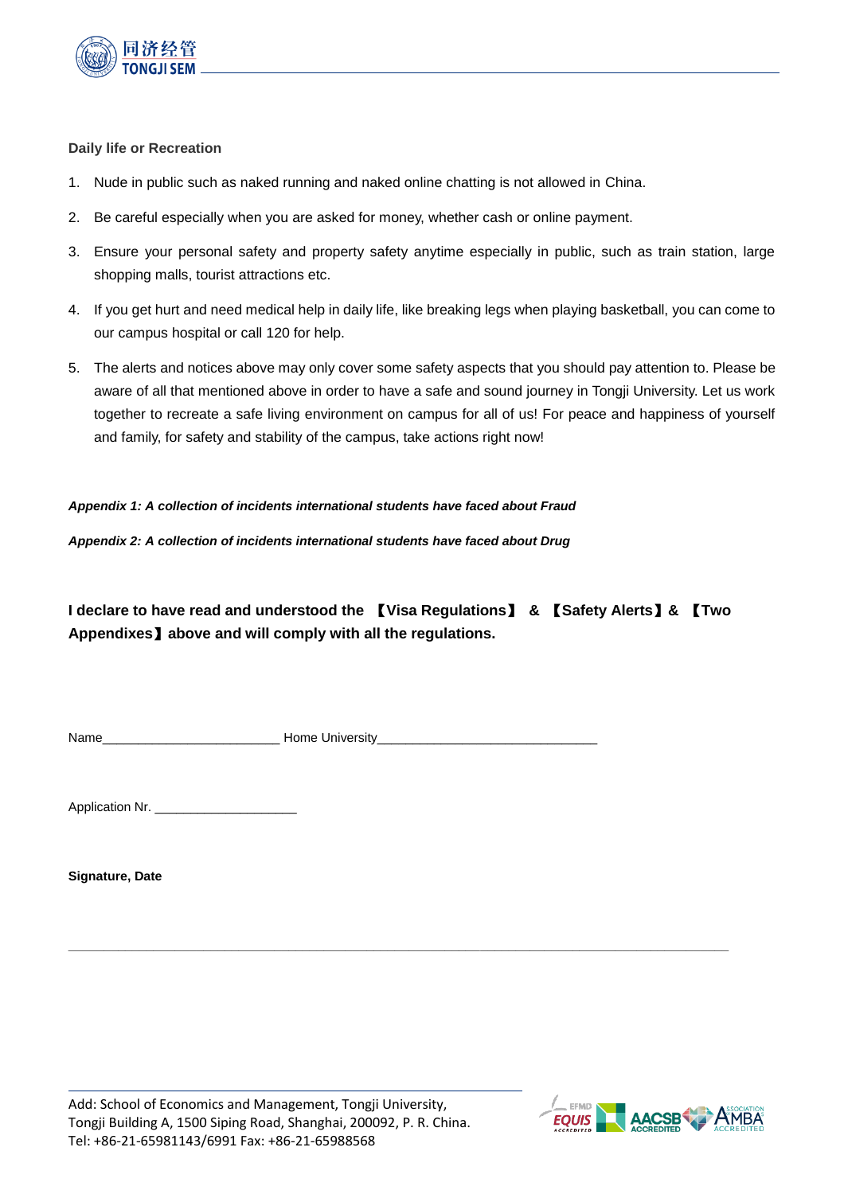**Daily life or Recreation**

1. Nude in public such as naked running and naked online chatting is not allowed in China.
2. Be careful especially when you are asked for money, whether cash or online payment.
3. Ensure your personal safety and property safety anytime especially in public, such as train station, large shopping malls, tourist attractions etc.
4. If you get hurt and need medical help in daily life, like breaking legs when playing basketball, you can come to our campus hospital or call 120 for help.
5. The alerts and notices above may only cover some safety aspects that you should pay attention to. Please be aware of all that mentioned above in order to have a safe and sound journey in Tongji University. Let us work together to recreate a safe living environment on campus for all of us! For peace and happiness of yourself and family, for safety and stability of the campus, take actions right now!

***Appendix 1: A collection of incidents international students have faced about Fraud***

***Appendix 2: A collection of incidents international students have faced about Drug***

**I declare to have read and understood the 【Visa Regulations】 & 【Safety Alerts】& 【Two Appendixes】above and will comply with all the regulations.**

Name_________________________ Home University_______________________________

Application Nr. ____________________

**Signature, Date**

_______________________________________________________________________________

Add: School of Economics and Management, Tongji University,
Tongji Building A, 1500 Siping Road, Shanghai, 200092, P. R. China.
Tel: +86-21-65981143/6991 Fax: +86-21-65988568